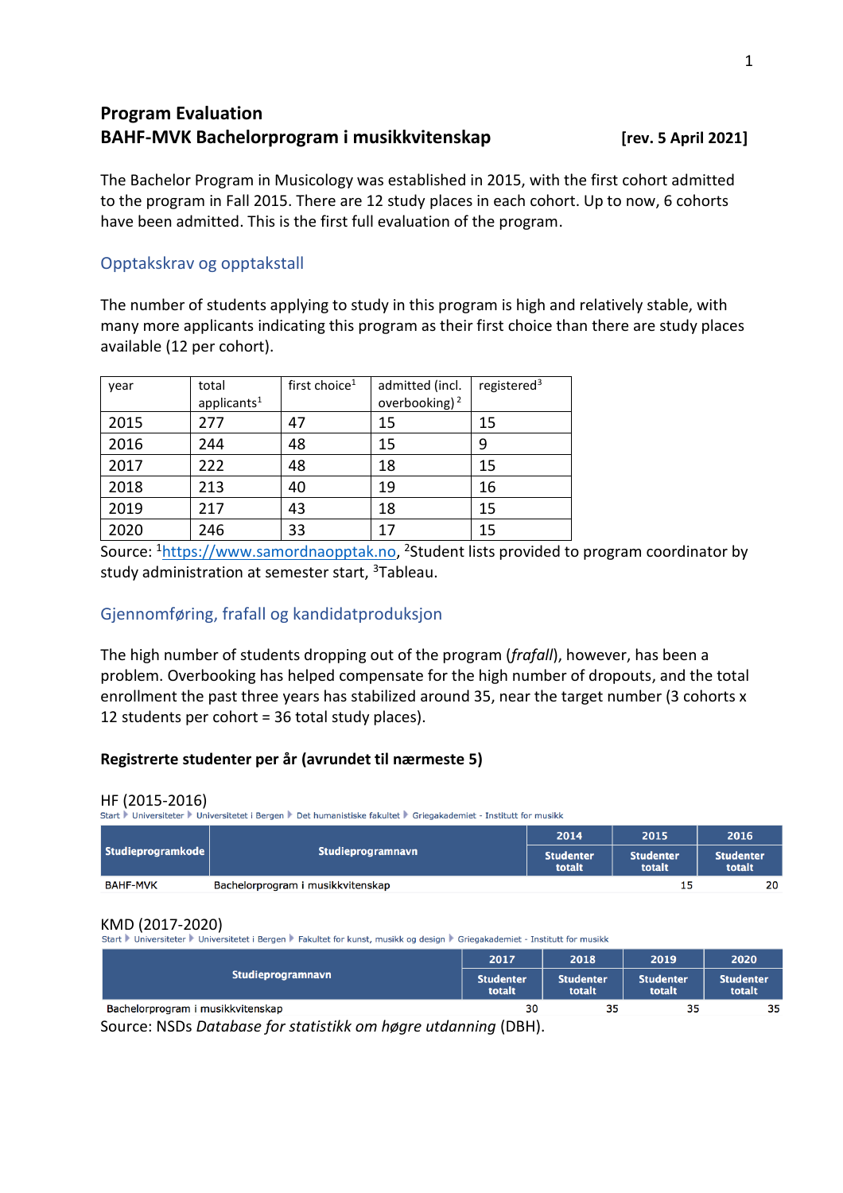## Program Evaluation

## BAHF-MVK Bachelorprogram i musikkvitenskap [rev. 5 April 2021]

The Bachelor Program in Musicology was established in 2015, with the first cohort admitted to the program in Fall 2015. There are 12 study places in each cohort. Up to now, 6 cohorts have been admitted. This is the first full evaluation of the program.

### Opptakskrav og opptakstall

The number of students applying to study in this program is high and relatively stable, with many more applicants indicating this program as their first choice than there are study places available (12 per cohort).

| year | total applicants[1] | first choice[1] | admitted (incl. overbooking)[2] | registered[3] |
|---|---|---|---|---|
| 2015 | 277 | 47 | 15 | 15 |
| 2016 | 244 | 48 | 15 | 9 |
| 2017 | 222 | 48 | 18 | 15 |
| 2018 | 213 | 40 | 19 | 16 |
| 2019 | 217 | 43 | 18 | 15 |
| 2020 | 246 | 33 | 17 | 15 |

Source: [1]https://www.samordnaopptak.no, [2]Student lists provided to program coordinator by study administration at semester start, [3]Tableau.

### Gjennomføring, frafall og kandidatproduksjon

The high number of students dropping out of the program (*frafall*), however, has been a problem. Overbooking has helped compensate for the high number of dropouts, and the total enrollment the past three years has stabilized around 35, near the target number (3 cohorts x 12 students per cohort = 36 total study places).

**Registrerte studenter per år (avrundet til nærmeste 5)**

HF (2015-2016)

Start ▸ Universiteter ▸ Universitetet i Bergen ▸ Det humanistiske fakultet ▸ Griegakademiet - Institutt for musikk

| Studieprogramkode | Studieprogramnavn | 2014 | 2015 | 2016 |
|---|---|---|---|---|
| | | Studenter totalt | Studenter totalt | Studenter totalt |
| BAHF-MVK | Bachelorprogram i musikkvitenskap | | 15 | 20 |

KMD (2017-2020)

Start ▸ Universiteter ▸ Universitetet i Bergen ▸ Fakultet for kunst, musikk og design ▸ Griegakademiet - Institutt for musikk

| Studieprogramnavn | 2017 | 2018 | 2019 | 2020 |
|---|---|---|---|---|
| | Studenter totalt | Studenter totalt | Studenter totalt | Studenter totalt |
| Bachelorprogram i musikkvitenskap | 30 | 35 | 35 | 35 |

Source: NSDs *Database for statistikk om høgre utdanning* (DBH).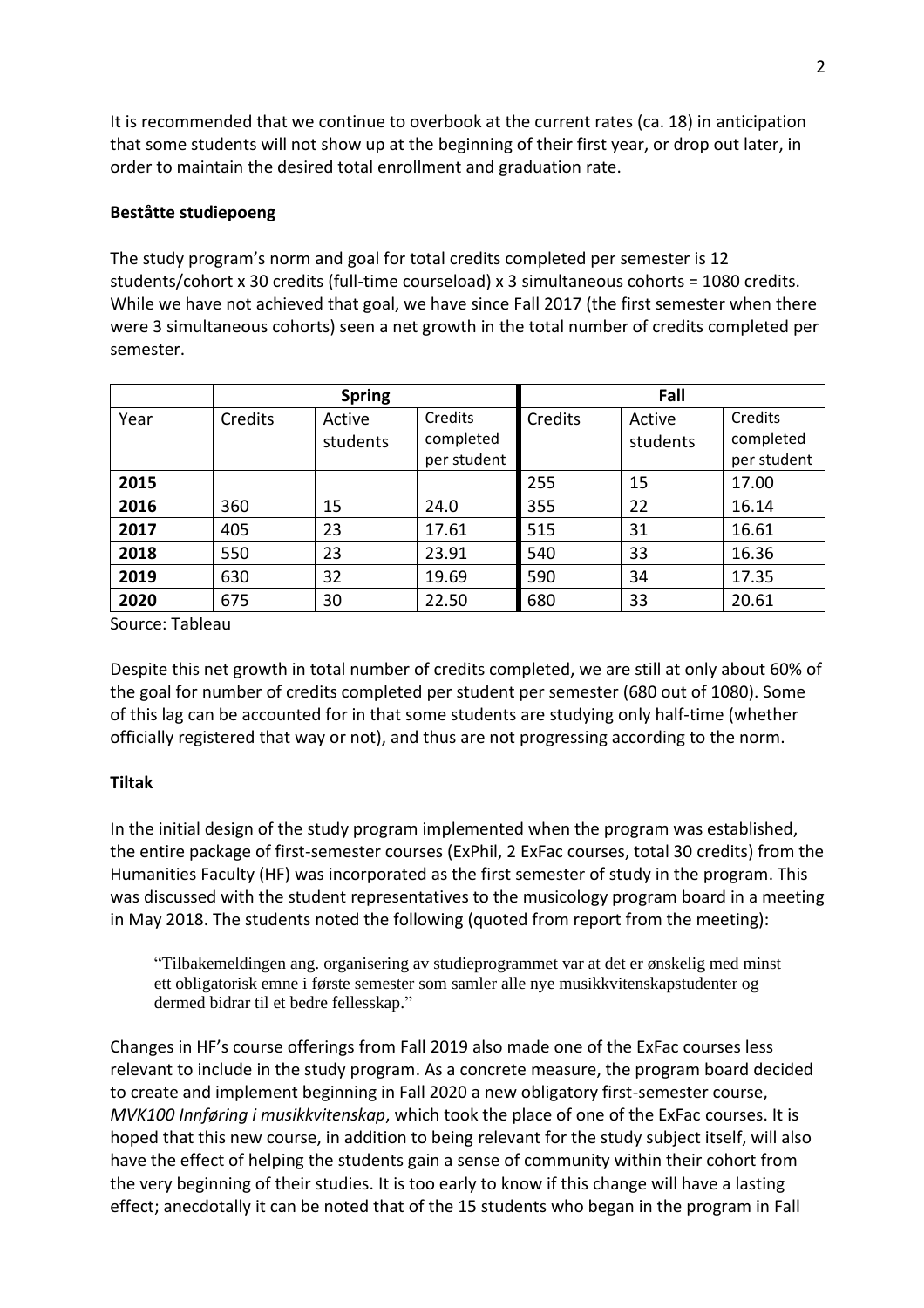It is recommended that we continue to overbook at the current rates (ca. 18) in anticipation that some students will not show up at the beginning of their first year, or drop out later, in order to maintain the desired total enrollment and graduation rate.

**Beståtte studiepoeng**

The study program's norm and goal for total credits completed per semester is 12 students/cohort x 30 credits (full-time courseload) x 3 simultaneous cohorts = 1080 credits. While we have not achieved that goal, we have since Fall 2017 (the first semester when there were 3 simultaneous cohorts) seen a net growth in the total number of credits completed per semester.

| | Spring | | | Fall | | |
|---|---|---|---|---|---|---|
| Year | Credits | Active students | Credits completed per student | Credits | Active students | Credits completed per student |
| **2015** | | | | 255 | 15 | 17.00 |
| **2016** | 360 | 15 | 24.0 | 355 | 22 | 16.14 |
| **2017** | 405 | 23 | 17.61 | 515 | 31 | 16.61 |
| **2018** | 550 | 23 | 23.91 | 540 | 33 | 16.36 |
| **2019** | 630 | 32 | 19.69 | 590 | 34 | 17.35 |
| **2020** | 675 | 30 | 22.50 | 680 | 33 | 20.61 |

Source: Tableau

Despite this net growth in total number of credits completed, we are still at only about 60% of the goal for number of credits completed per student per semester (680 out of 1080). Some of this lag can be accounted for in that some students are studying only half-time (whether officially registered that way or not), and thus are not progressing according to the norm.

**Tiltak**

In the initial design of the study program implemented when the program was established, the entire package of first-semester courses (ExPhil, 2 ExFac courses, total 30 credits) from the Humanities Faculty (HF) was incorporated as the first semester of study in the program. This was discussed with the student representatives to the musicology program board in a meeting in May 2018. The students noted the following (quoted from report from the meeting):

> "Tilbakemeldingen ang. organisering av studieprogrammet var at det er ønskelig med minst ett obligatorisk emne i første semester som samler alle nye musikkvitenskapstudenter og dermed bidrar til et bedre fellesskap."

Changes in HF's course offerings from Fall 2019 also made one of the ExFac courses less relevant to include in the study program. As a concrete measure, the program board decided to create and implement beginning in Fall 2020 a new obligatory first-semester course, *MVK100 Innføring i musikkvitenskap*, which took the place of one of the ExFac courses. It is hoped that this new course, in addition to being relevant for the study subject itself, will also have the effect of helping the students gain a sense of community within their cohort from the very beginning of their studies. It is too early to know if this change will have a lasting effect; anecdotally it can be noted that of the 15 students who began in the program in Fall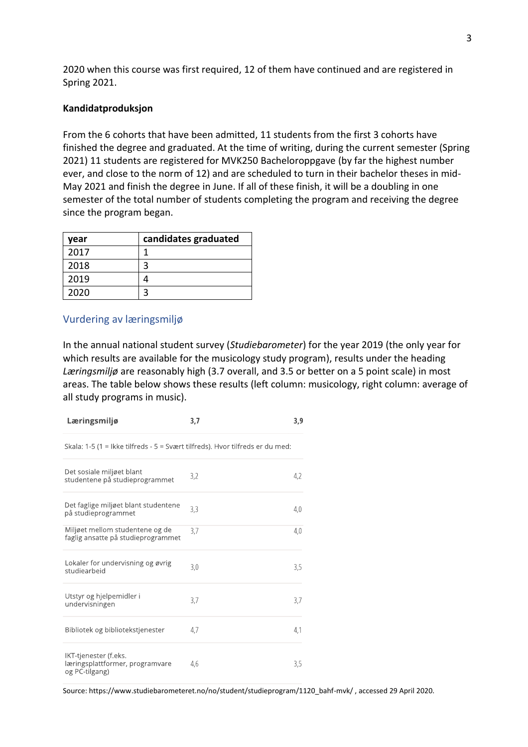2020 when this course was first required, 12 of them have continued and are registered in Spring 2021.

**Kandidatproduksjon**

From the 6 cohorts that have been admitted, 11 students from the first 3 cohorts have finished the degree and graduated. At the time of writing, during the current semester (Spring 2021) 11 students are registered for MVK250 Bacheloroppgave (by far the highest number ever, and close to the norm of 12) and are scheduled to turn in their bachelor theses in mid-May 2021 and finish the degree in June. If all of these finish, it will be a doubling in one semester of the total number of students completing the program and receiving the degree since the program began.

| year | candidates graduated |
|---|---|
| 2017 | 1 |
| 2018 | 3 |
| 2019 | 4 |
| 2020 | 3 |

## Vurdering av læringsmiljø

In the annual national student survey (*Studiebarometer*) for the year 2019 (the only year for which results are available for the musicology study program), results under the heading *Læringsmiljø* are reasonably high (3.7 overall, and 3.5 or better on a 5 point scale) in most areas. The table below shows these results (left column: musicology, right column: average of all study programs in music).

| **Læringsmiljø** | **3,7** | **3,9** |
|---|---|---|
| Skala: 1-5 (1 = Ikke tilfreds - 5 = Svært tilfreds). Hvor tilfreds er du med: | | |
| Det sosiale miljøet blant studentene på studieprogrammet | 3,2 | 4,2 |
| Det faglige miljøet blant studentene på studieprogrammet | 3,3 | 4,0 |
| Miljøet mellom studentene og de faglig ansatte på studieprogrammet | 3,7 | 4,0 |
| Lokaler for undervisning og øvrig studiearbeid | 3,0 | 3,5 |
| Utstyr og hjelpemidler i undervisningen | 3,7 | 3,7 |
| Bibliotek og bibliotekstjenester | 4,7 | 4,1 |
| IKT-tjenester (f.eks. læringsplattformer, programvare og PC-tilgang) | 4,6 | 3,5 |

Source: https://www.studiebarometeret.no/no/student/studieprogram/1120_bahf-mvk/ , accessed 29 April 2020.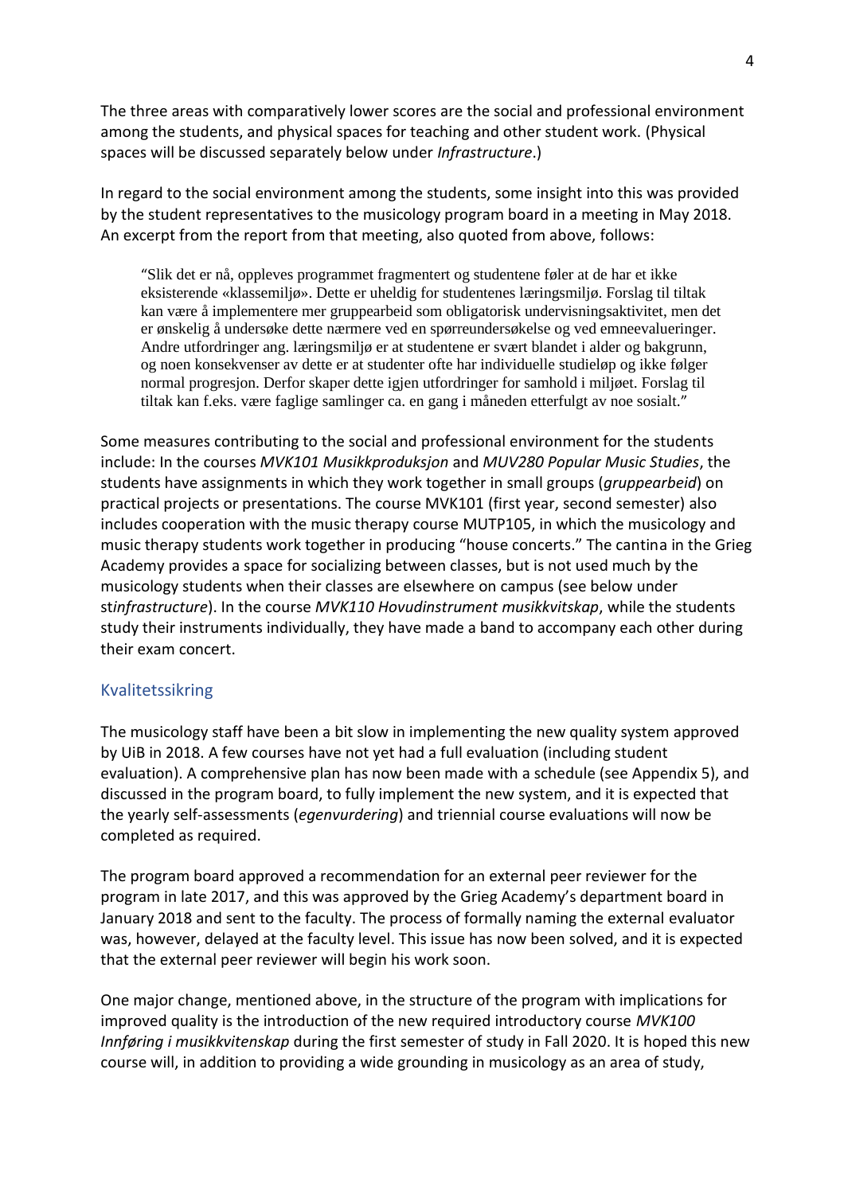The three areas with comparatively lower scores are the social and professional environment among the students, and physical spaces for teaching and other student work. (Physical spaces will be discussed separately below under *Infrastructure*.)

In regard to the social environment among the students, some insight into this was provided by the student representatives to the musicology program board in a meeting in May 2018. An excerpt from the report from that meeting, also quoted from above, follows:

> "Slik det er nå, oppleves programmet fragmentert og studentene føler at de har et ikke eksisterende «klassemiljø». Dette er uheldig for studentenes læringsmiljø. Forslag til tiltak kan være å implementere mer gruppearbeid som obligatorisk undervisningsaktivitet, men det er ønskelig å undersøke dette nærmere ved en spørreundersøkelse og ved emneevalueringer. Andre utfordringer ang. læringsmiljø er at studentene er svært blandet i alder og bakgrunn, og noen konsekvenser av dette er at studenter ofte har individuelle studieløp og ikke følger normal progresjon. Derfor skaper dette igjen utfordringer for samhold i miljøet. Forslag til tiltak kan f.eks. være faglige samlinger ca. en gang i måneden etterfulgt av noe sosialt."

Some measures contributing to the social and professional environment for the students include: In the courses *MVK101 Musikkproduksjon* and *MUV280 Popular Music Studies*, the students have assignments in which they work together in small groups (*gruppearbeid*) on practical projects or presentations. The course MVK101 (first year, second semester) also includes cooperation with the music therapy course MUTP105, in which the musicology and music therapy students work together in producing "house concerts." The cantina in the Grieg Academy provides a space for socializing between classes, but is not used much by the musicology students when their classes are elsewhere on campus (see below under st*infrastructure*). In the course *MVK110 Hovudinstrument musikkvitskap*, while the students study their instruments individually, they have made a band to accompany each other during their exam concert.

## Kvalitetssikring

The musicology staff have been a bit slow in implementing the new quality system approved by UiB in 2018. A few courses have not yet had a full evaluation (including student evaluation). A comprehensive plan has now been made with a schedule (see Appendix 5), and discussed in the program board, to fully implement the new system, and it is expected that the yearly self-assessments (*egenvurdering*) and triennial course evaluations will now be completed as required.

The program board approved a recommendation for an external peer reviewer for the program in late 2017, and this was approved by the Grieg Academy's department board in January 2018 and sent to the faculty. The process of formally naming the external evaluator was, however, delayed at the faculty level. This issue has now been solved, and it is expected that the external peer reviewer will begin his work soon.

One major change, mentioned above, in the structure of the program with implications for improved quality is the introduction of the new required introductory course *MVK100 Innføring i musikkvitenskap* during the first semester of study in Fall 2020. It is hoped this new course will, in addition to providing a wide grounding in musicology as an area of study,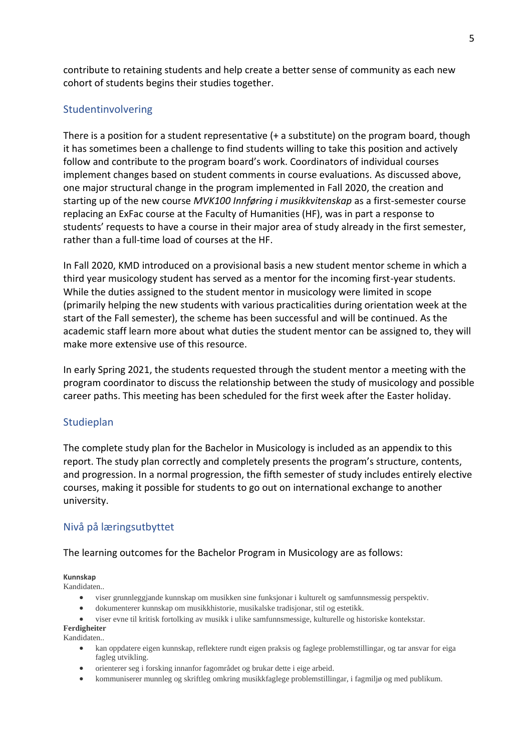contribute to retaining students and help create a better sense of community as each new cohort of students begins their studies together.

## Studentinvolvering

There is a position for a student representative (+ a substitute) on the program board, though it has sometimes been a challenge to find students willing to take this position and actively follow and contribute to the program board's work. Coordinators of individual courses implement changes based on student comments in course evaluations. As discussed above, one major structural change in the program implemented in Fall 2020, the creation and starting up of the new course *MVK100 Innføring i musikkvitenskap* as a first-semester course replacing an ExFac course at the Faculty of Humanities (HF), was in part a response to students' requests to have a course in their major area of study already in the first semester, rather than a full-time load of courses at the HF.

In Fall 2020, KMD introduced on a provisional basis a new student mentor scheme in which a third year musicology student has served as a mentor for the incoming first-year students. While the duties assigned to the student mentor in musicology were limited in scope (primarily helping the new students with various practicalities during orientation week at the start of the Fall semester), the scheme has been successful and will be continued. As the academic staff learn more about what duties the student mentor can be assigned to, they will make more extensive use of this resource.

In early Spring 2021, the students requested through the student mentor a meeting with the program coordinator to discuss the relationship between the study of musicology and possible career paths. This meeting has been scheduled for the first week after the Easter holiday.

## Studieplan

The complete study plan for the Bachelor in Musicology is included as an appendix to this report. The study plan correctly and completely presents the program's structure, contents, and progression. In a normal progression, the fifth semester of study includes entirely elective courses, making it possible for students to go out on international exchange to another university.

## Nivå på læringsutbyttet

The learning outcomes for the Bachelor Program in Musicology are as follows:

**Kunnskap**
Kandidaten..

- viser grunnleggjande kunnskap om musikken sine funksjonar i kulturelt og samfunnsmessig perspektiv.
- dokumenterer kunnskap om musikkhistorie, musikalske tradisjonar, stil og estetikk.
- viser evne til kritisk fortolking av musikk i ulike samfunnsmessige, kulturelle og historiske kontekstar.

**Ferdigheiter**
Kandidaten..

- kan oppdatere eigen kunnskap, reflektere rundt eigen praksis og faglege problemstillingar, og tar ansvar for eiga fagleg utvikling.
- orienterer seg i forsking innanfor fagområdet og brukar dette i eige arbeid.
- kommuniserer munnleg og skriftleg omkring musikkfaglege problemstillingar, i fagmiljø og med publikum.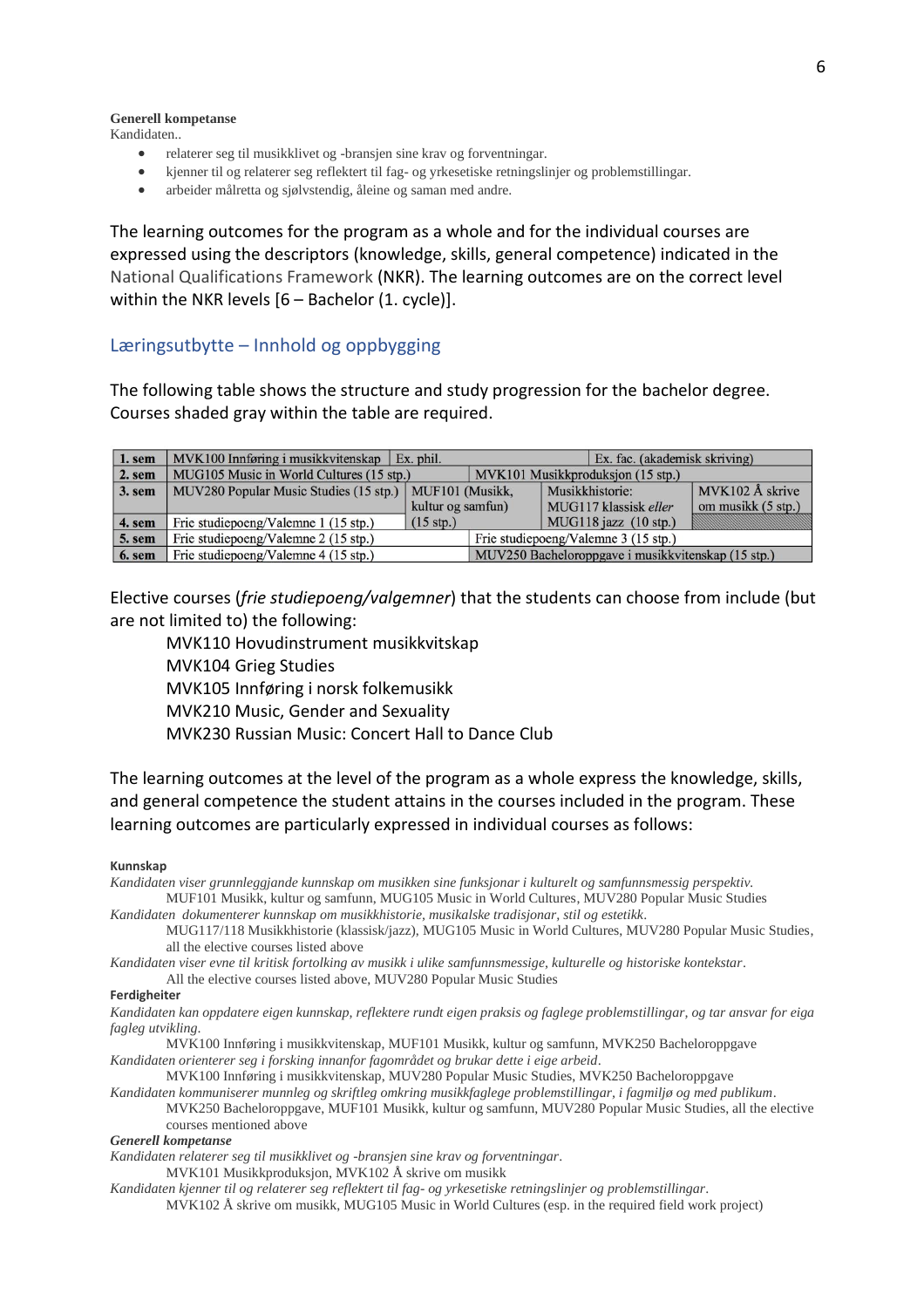**Generell kompetanse**
Kandidaten..

- relaterer seg til musikklivet og -bransjen sine krav og forventningar.
- kjenner til og relaterer seg reflektert til fag- og yrkesetiske retningslinjer og problemstillingar.
- arbeider målretta og sjølvstendig, åleine og saman med andre.

The learning outcomes for the program as a whole and for the individual courses are expressed using the descriptors (knowledge, skills, general competence) indicated in the National Qualifications Framework (NKR). The learning outcomes are on the correct level within the NKR levels [6 – Bachelor (1. cycle)].

## Læringsutbytte – Innhold og oppbygging

The following table shows the structure and study progression for the bachelor degree. Courses shaded gray within the table are required.

| **1. sem** | MVK100 Innføring i musikkvitenskap | Ex. phil. | | Ex. fac. (akademisk skriving) |
|---|---|---|---|---|
| **2. sem** | MUG105 Music in World Cultures (15 stp.) | | MVK101 Musikkproduksjon (15 stp.) | |
| **3. sem** | MUV280 Popular Music Studies (15 stp.) | MUF101 (Musikk, kultur og samfun) (15 stp.) | Musikkhistorie: MUG117 klassisk *eller* MUG118 jazz (10 stp.) | MVK102 Å skrive om musikk (5 stp.) |
| **4. sem** | Frie studiepoeng/Valemne 1 (15 stp.) | | | |
| **5. sem** | Frie studiepoeng/Valemne 2 (15 stp.) | | Frie studiepoeng/Valemne 3 (15 stp.) | |
| **6. sem** | Frie studiepoeng/Valemne 4 (15 stp.) | | MUV250 Bacheloroppgave i musikkvitenskap (15 stp.) | |

Elective courses (*frie studiepoeng/valgemner*) that the students can choose from include (but are not limited to) the following:

MVK110 Hovudinstrument musikkvitskap
MVK104 Grieg Studies
MVK105 Innføring i norsk folkemusikk
MVK210 Music, Gender and Sexuality
MVK230 Russian Music: Concert Hall to Dance Club

The learning outcomes at the level of the program as a whole express the knowledge, skills, and general competence the student attains in the courses included in the program. These learning outcomes are particularly expressed in individual courses as follows:

**Kunnskap**

*Kandidaten viser grunnleggjande kunnskap om musikken sine funksjonar i kulturelt og samfunnsmessig perspektiv.*
MUF101 Musikk, kultur og samfunn, MUG105 Music in World Cultures, MUV280 Popular Music Studies

*Kandidaten dokumenterer kunnskap om musikkhistorie, musikalske tradisjonar, stil og estetikk.*
MUG117/118 Musikkhistorie (klassisk/jazz), MUG105 Music in World Cultures, MUV280 Popular Music Studies, all the elective courses listed above

*Kandidaten viser evne til kritisk fortolking av musikk i ulike samfunnsmessige, kulturelle og historiske kontekstar.*
All the elective courses listed above, MUV280 Popular Music Studies

**Ferdigheiter**

*Kandidaten kan oppdatere eigen kunnskap, reflektere rundt eigen praksis og faglege problemstillingar, og tar ansvar for eiga fagleg utvikling.*
MVK100 Innføring i musikkvitenskap, MUF101 Musikk, kultur og samfunn, MVK250 Bacheloroppgave

*Kandidaten orienterer seg i forsking innanfor fagområdet og brukar dette i eige arbeid.*
MVK100 Innføring i musikkvitenskap, MUV280 Popular Music Studies, MVK250 Bacheloroppgave

*Kandidaten kommuniserer munnleg og skriftleg omkring musikkfaglege problemstillingar, i fagmiljø og med publikum.*
MVK250 Bacheloroppgave, MUF101 Musikk, kultur og samfunn, MUV280 Popular Music Studies, all the elective courses mentioned above

***Generell kompetanse***

*Kandidaten relaterer seg til musikklivet og -bransjen sine krav og forventningar.*
MVK101 Musikkproduksjon, MVK102 Å skrive om musikk

*Kandidaten kjenner til og relaterer seg reflektert til fag- og yrkesetiske retningslinjer og problemstillingar.*
MVK102 Å skrive om musikk, MUG105 Music in World Cultures (esp. in the required field work project)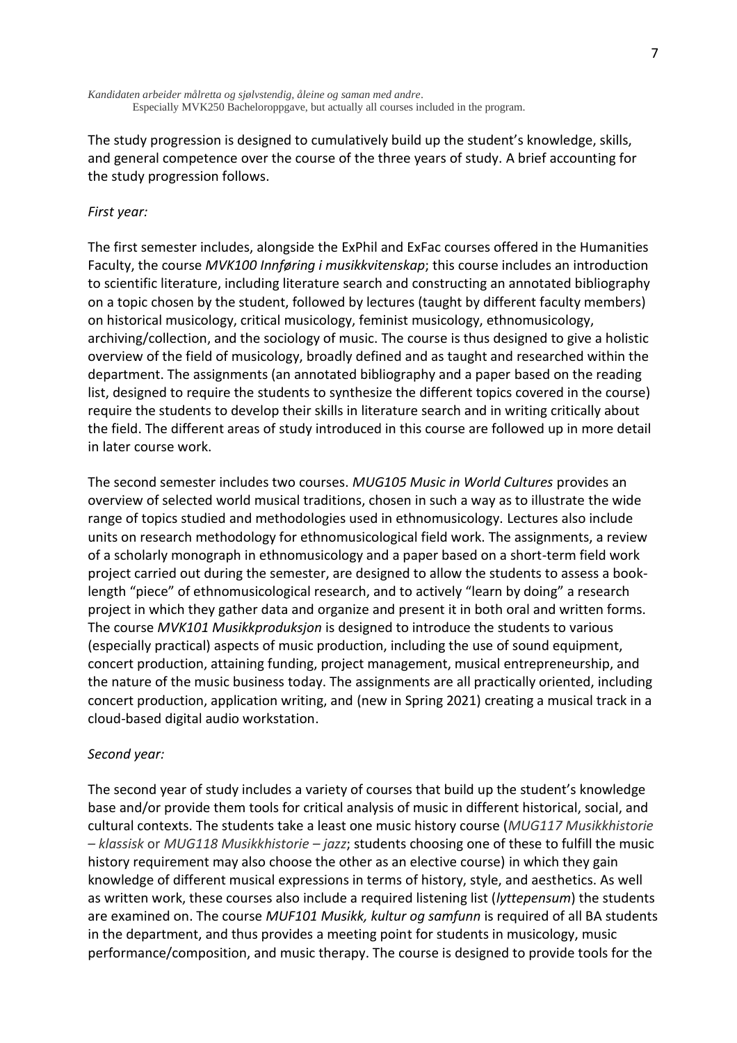*Kandidaten arbeider målretta og sjølvstendig, åleine og saman med andre*.
Especially MVK250 Bacheloroppgave, but actually all courses included in the program.

The study progression is designed to cumulatively build up the student's knowledge, skills, and general competence over the course of the three years of study. A brief accounting for the study progression follows.

*First year:*

The first semester includes, alongside the ExPhil and ExFac courses offered in the Humanities Faculty, the course *MVK100 Innføring i musikkvitenskap*; this course includes an introduction to scientific literature, including literature search and constructing an annotated bibliography on a topic chosen by the student, followed by lectures (taught by different faculty members) on historical musicology, critical musicology, feminist musicology, ethnomusicology, archiving/collection, and the sociology of music. The course is thus designed to give a holistic overview of the field of musicology, broadly defined and as taught and researched within the department. The assignments (an annotated bibliography and a paper based on the reading list, designed to require the students to synthesize the different topics covered in the course) require the students to develop their skills in literature search and in writing critically about the field. The different areas of study introduced in this course are followed up in more detail in later course work.

The second semester includes two courses. *MUG105 Music in World Cultures* provides an overview of selected world musical traditions, chosen in such a way as to illustrate the wide range of topics studied and methodologies used in ethnomusicology. Lectures also include units on research methodology for ethnomusicological field work. The assignments, a review of a scholarly monograph in ethnomusicology and a paper based on a short-term field work project carried out during the semester, are designed to allow the students to assess a book-length "piece" of ethnomusicological research, and to actively "learn by doing" a research project in which they gather data and organize and present it in both oral and written forms. The course *MVK101 Musikkproduksjon* is designed to introduce the students to various (especially practical) aspects of music production, including the use of sound equipment, concert production, attaining funding, project management, musical entrepreneurship, and the nature of the music business today. The assignments are all practically oriented, including concert production, application writing, and (new in Spring 2021) creating a musical track in a cloud-based digital audio workstation.

*Second year:*

The second year of study includes a variety of courses that build up the student's knowledge base and/or provide them tools for critical analysis of music in different historical, social, and cultural contexts. The students take a least one music history course (*MUG117 Musikkhistorie – klassisk* or *MUG118 Musikkhistorie – jazz*; students choosing one of these to fulfill the music history requirement may also choose the other as an elective course) in which they gain knowledge of different musical expressions in terms of history, style, and aesthetics. As well as written work, these courses also include a required listening list (*lyttepensum*) the students are examined on. The course *MUF101 Musikk, kultur og samfunn* is required of all BA students in the department, and thus provides a meeting point for students in musicology, music performance/composition, and music therapy. The course is designed to provide tools for the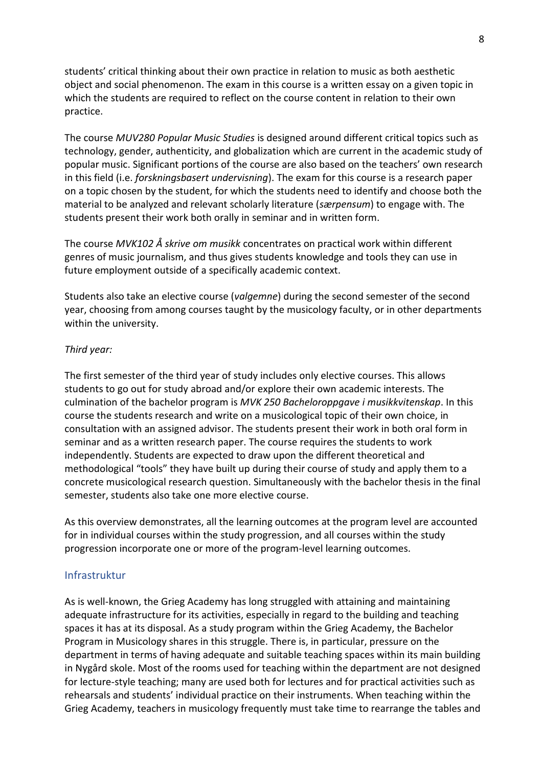students' critical thinking about their own practice in relation to music as both aesthetic object and social phenomenon. The exam in this course is a written essay on a given topic in which the students are required to reflect on the course content in relation to their own practice.

The course *MUV280 Popular Music Studies* is designed around different critical topics such as technology, gender, authenticity, and globalization which are current in the academic study of popular music. Significant portions of the course are also based on the teachers' own research in this field (i.e. *forskningsbasert undervisning*). The exam for this course is a research paper on a topic chosen by the student, for which the students need to identify and choose both the material to be analyzed and relevant scholarly literature (*særpensum*) to engage with. The students present their work both orally in seminar and in written form.

The course *MVK102 Å skrive om musikk* concentrates on practical work within different genres of music journalism, and thus gives students knowledge and tools they can use in future employment outside of a specifically academic context.

Students also take an elective course (*valgemne*) during the second semester of the second year, choosing from among courses taught by the musicology faculty, or in other departments within the university.

*Third year:*

The first semester of the third year of study includes only elective courses. This allows students to go out for study abroad and/or explore their own academic interests. The culmination of the bachelor program is *MVK 250 Bacheloroppgave i musikkvitenskap*. In this course the students research and write on a musicological topic of their own choice, in consultation with an assigned advisor. The students present their work in both oral form in seminar and as a written research paper. The course requires the students to work independently. Students are expected to draw upon the different theoretical and methodological "tools" they have built up during their course of study and apply them to a concrete musicological research question. Simultaneously with the bachelor thesis in the final semester, students also take one more elective course.

As this overview demonstrates, all the learning outcomes at the program level are accounted for in individual courses within the study progression, and all courses within the study progression incorporate one or more of the program-level learning outcomes.

## Infrastruktur

As is well-known, the Grieg Academy has long struggled with attaining and maintaining adequate infrastructure for its activities, especially in regard to the building and teaching spaces it has at its disposal. As a study program within the Grieg Academy, the Bachelor Program in Musicology shares in this struggle. There is, in particular, pressure on the department in terms of having adequate and suitable teaching spaces within its main building in Nygård skole. Most of the rooms used for teaching within the department are not designed for lecture-style teaching; many are used both for lectures and for practical activities such as rehearsals and students' individual practice on their instruments. When teaching within the Grieg Academy, teachers in musicology frequently must take time to rearrange the tables and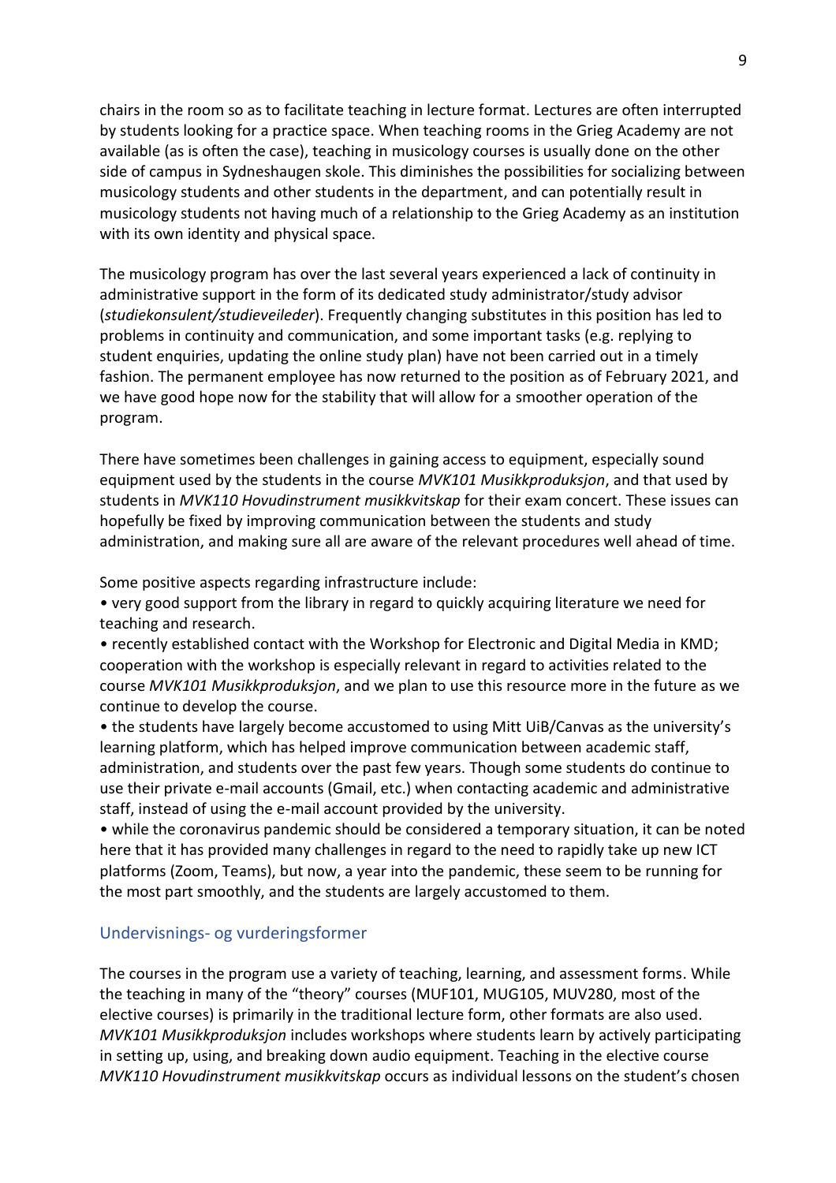chairs in the room so as to facilitate teaching in lecture format. Lectures are often interrupted by students looking for a practice space. When teaching rooms in the Grieg Academy are not available (as is often the case), teaching in musicology courses is usually done on the other side of campus in Sydneshaugen skole. This diminishes the possibilities for socializing between musicology students and other students in the department, and can potentially result in musicology students not having much of a relationship to the Grieg Academy as an institution with its own identity and physical space.

The musicology program has over the last several years experienced a lack of continuity in administrative support in the form of its dedicated study administrator/study advisor (*studiekonsulent/studieveileder*). Frequently changing substitutes in this position has led to problems in continuity and communication, and some important tasks (e.g. replying to student enquiries, updating the online study plan) have not been carried out in a timely fashion. The permanent employee has now returned to the position as of February 2021, and we have good hope now for the stability that will allow for a smoother operation of the program.

There have sometimes been challenges in gaining access to equipment, especially sound equipment used by the students in the course *MVK101 Musikkproduksjon*, and that used by students in *MVK110 Hovudinstrument musikkvitskap* for their exam concert. These issues can hopefully be fixed by improving communication between the students and study administration, and making sure all are aware of the relevant procedures well ahead of time.

Some positive aspects regarding infrastructure include:

- very good support from the library in regard to quickly acquiring literature we need for teaching and research.
- recently established contact with the Workshop for Electronic and Digital Media in KMD; cooperation with the workshop is especially relevant in regard to activities related to the course *MVK101 Musikkproduksjon*, and we plan to use this resource more in the future as we continue to develop the course.
- the students have largely become accustomed to using Mitt UiB/Canvas as the university's learning platform, which has helped improve communication between academic staff, administration, and students over the past few years. Though some students do continue to use their private e-mail accounts (Gmail, etc.) when contacting academic and administrative staff, instead of using the e-mail account provided by the university.
- while the coronavirus pandemic should be considered a temporary situation, it can be noted here that it has provided many challenges in regard to the need to rapidly take up new ICT platforms (Zoom, Teams), but now, a year into the pandemic, these seem to be running for the most part smoothly, and the students are largely accustomed to them.

## Undervisnings- og vurderingsformer

The courses in the program use a variety of teaching, learning, and assessment forms. While the teaching in many of the "theory" courses (MUF101, MUG105, MUV280, most of the elective courses) is primarily in the traditional lecture form, other formats are also used. *MVK101 Musikkproduksjon* includes workshops where students learn by actively participating in setting up, using, and breaking down audio equipment. Teaching in the elective course *MVK110 Hovudinstrument musikkvitskap* occurs as individual lessons on the student's chosen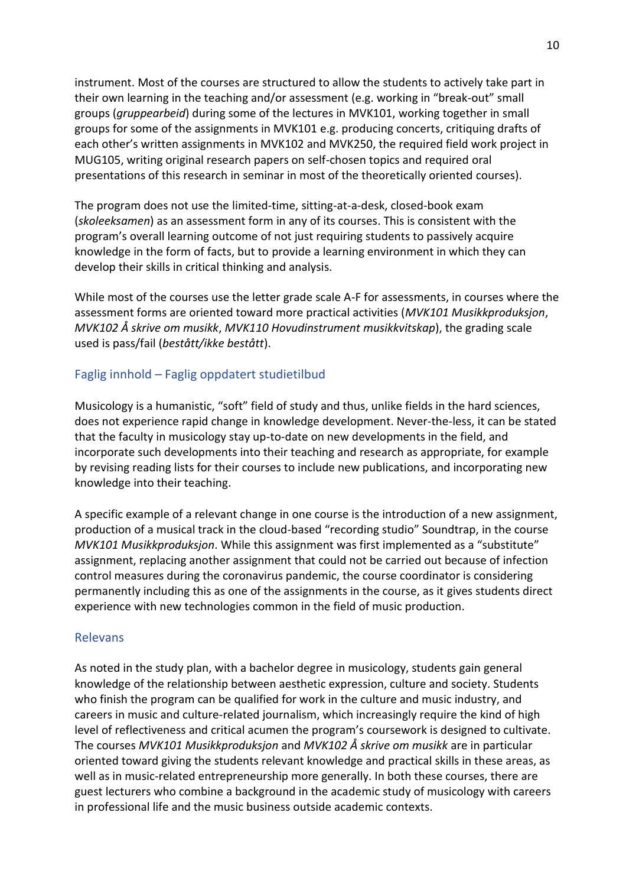instrument. Most of the courses are structured to allow the students to actively take part in their own learning in the teaching and/or assessment (e.g. working in "break-out" small groups (*gruppearbeid*) during some of the lectures in MVK101, working together in small groups for some of the assignments in MVK101 e.g. producing concerts, critiquing drafts of each other's written assignments in MVK102 and MVK250, the required field work project in MUG105, writing original research papers on self-chosen topics and required oral presentations of this research in seminar in most of the theoretically oriented courses).

The program does not use the limited-time, sitting-at-a-desk, closed-book exam (*skoleeksamen*) as an assessment form in any of its courses. This is consistent with the program's overall learning outcome of not just requiring students to passively acquire knowledge in the form of facts, but to provide a learning environment in which they can develop their skills in critical thinking and analysis.

While most of the courses use the letter grade scale A-F for assessments, in courses where the assessment forms are oriented toward more practical activities (*MVK101 Musikkproduksjon*, *MVK102 Å skrive om musikk*, *MVK110 Hovudinstrument musikkvitskap*), the grading scale used is pass/fail (*bestått/ikke bestått*).

## Faglig innhold – Faglig oppdatert studietilbud

Musicology is a humanistic, "soft" field of study and thus, unlike fields in the hard sciences, does not experience rapid change in knowledge development. Never-the-less, it can be stated that the faculty in musicology stay up-to-date on new developments in the field, and incorporate such developments into their teaching and research as appropriate, for example by revising reading lists for their courses to include new publications, and incorporating new knowledge into their teaching.

A specific example of a relevant change in one course is the introduction of a new assignment, production of a musical track in the cloud-based "recording studio" Soundtrap, in the course *MVK101 Musikkproduksjon*. While this assignment was first implemented as a "substitute" assignment, replacing another assignment that could not be carried out because of infection control measures during the coronavirus pandemic, the course coordinator is considering permanently including this as one of the assignments in the course, as it gives students direct experience with new technologies common in the field of music production.

## Relevans

As noted in the study plan, with a bachelor degree in musicology, students gain general knowledge of the relationship between aesthetic expression, culture and society. Students who finish the program can be qualified for work in the culture and music industry, and careers in music and culture-related journalism, which increasingly require the kind of high level of reflectiveness and critical acumen the program's coursework is designed to cultivate. The courses *MVK101 Musikkproduksjon* and *MVK102 Å skrive om musikk* are in particular oriented toward giving the students relevant knowledge and practical skills in these areas, as well as in music-related entrepreneurship more generally. In both these courses, there are guest lecturers who combine a background in the academic study of musicology with careers in professional life and the music business outside academic contexts.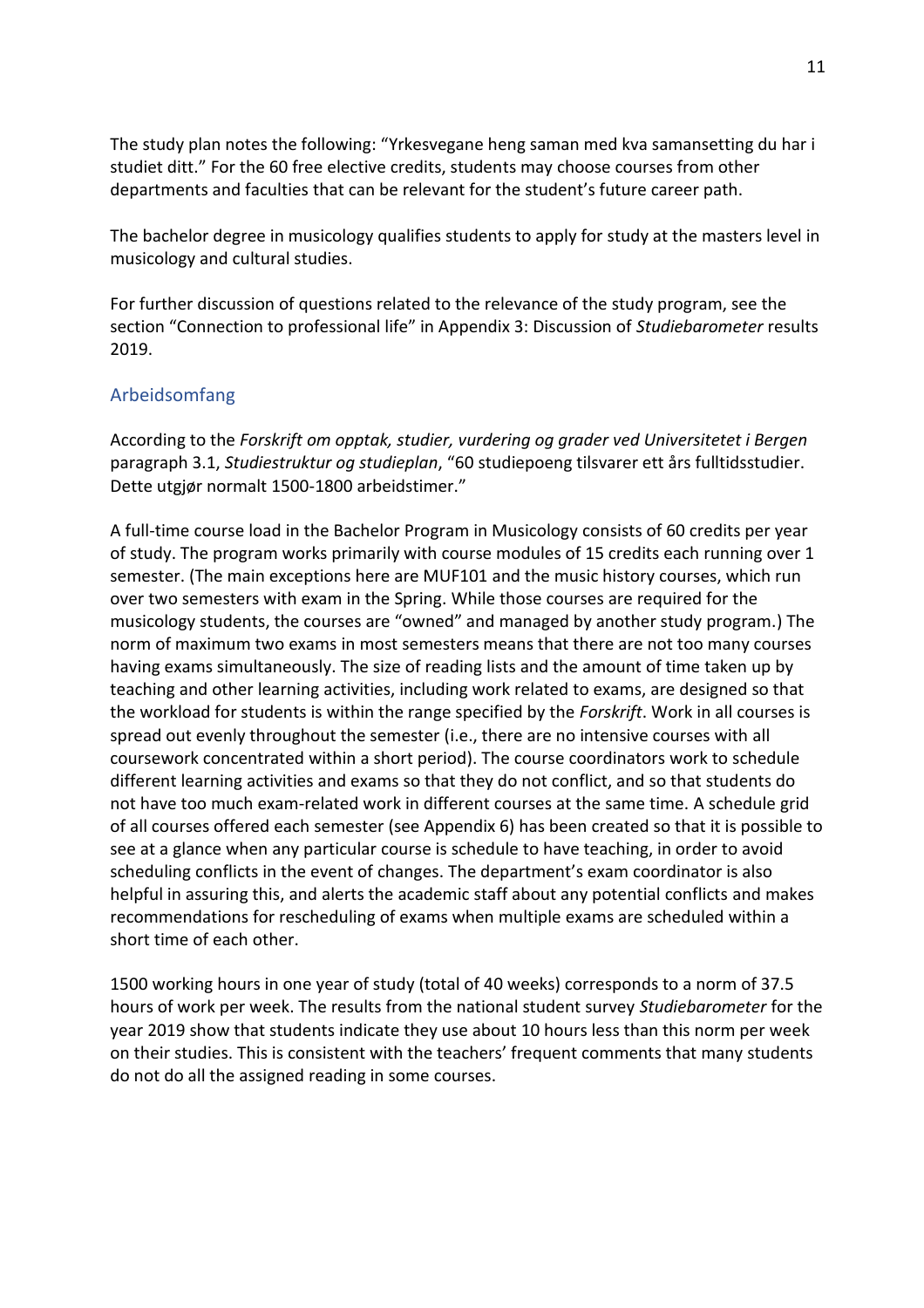The study plan notes the following: "Yrkesvegane heng saman med kva samansetting du har i studiet ditt." For the 60 free elective credits, students may choose courses from other departments and faculties that can be relevant for the student's future career path.

The bachelor degree in musicology qualifies students to apply for study at the masters level in musicology and cultural studies.

For further discussion of questions related to the relevance of the study program, see the section "Connection to professional life" in Appendix 3: Discussion of *Studiebarometer* results 2019.

## Arbeidsomfang

According to the *Forskrift om opptak, studier, vurdering og grader ved Universitetet i Bergen* paragraph 3.1, *Studiestruktur og studieplan*, "60 studiepoeng tilsvarer ett års fulltidsstudier. Dette utgjør normalt 1500-1800 arbeidstimer."

A full-time course load in the Bachelor Program in Musicology consists of 60 credits per year of study. The program works primarily with course modules of 15 credits each running over 1 semester. (The main exceptions here are MUF101 and the music history courses, which run over two semesters with exam in the Spring. While those courses are required for the musicology students, the courses are "owned" and managed by another study program.) The norm of maximum two exams in most semesters means that there are not too many courses having exams simultaneously. The size of reading lists and the amount of time taken up by teaching and other learning activities, including work related to exams, are designed so that the workload for students is within the range specified by the *Forskrift*. Work in all courses is spread out evenly throughout the semester (i.e., there are no intensive courses with all coursework concentrated within a short period). The course coordinators work to schedule different learning activities and exams so that they do not conflict, and so that students do not have too much exam-related work in different courses at the same time. A schedule grid of all courses offered each semester (see Appendix 6) has been created so that it is possible to see at a glance when any particular course is schedule to have teaching, in order to avoid scheduling conflicts in the event of changes. The department's exam coordinator is also helpful in assuring this, and alerts the academic staff about any potential conflicts and makes recommendations for rescheduling of exams when multiple exams are scheduled within a short time of each other.

1500 working hours in one year of study (total of 40 weeks) corresponds to a norm of 37.5 hours of work per week. The results from the national student survey *Studiebarometer* for the year 2019 show that students indicate they use about 10 hours less than this norm per week on their studies. This is consistent with the teachers' frequent comments that many students do not do all the assigned reading in some courses.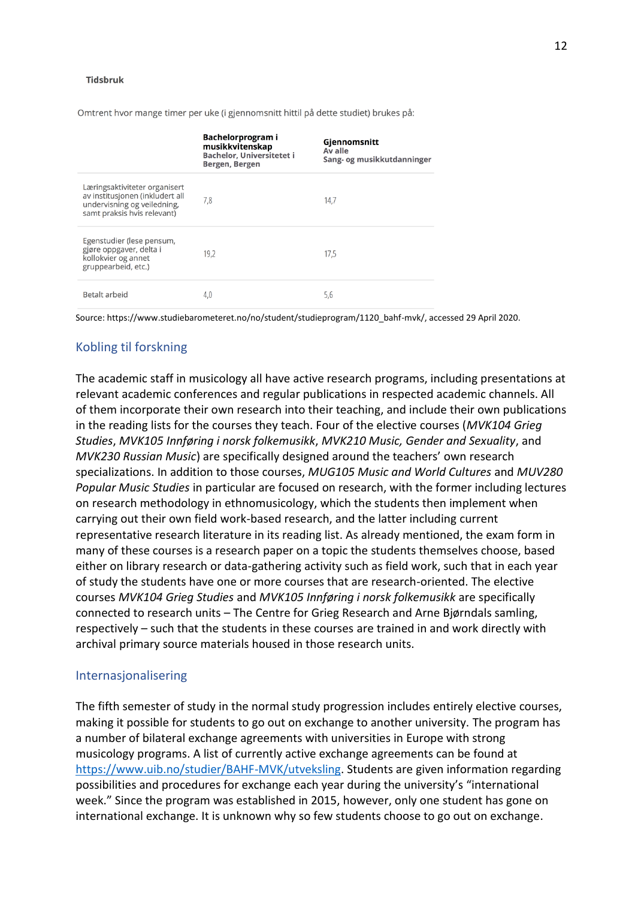**Tidsbruk**

Omtrent hvor mange timer per uke (i gjennomsnitt hittil på dette studiet) brukes på:

| | **Bachelorprogram i musikkvitenskap** Bachelor, Universitetet i Bergen, Bergen | **Gjennomsnitt** Av alle Sang- og musikkutdanninger |
|---|---|---|
| Læringsaktiviteter organisert av institusjonen (inkludert all undervisning og veiledning, samt praksis hvis relevant) | 7,8 | 14,7 |
| Egenstudier (lese pensum, gjøre oppgaver, delta i kollokvier og annet gruppearbeid, etc.) | 19,2 | 17,5 |
| Betalt arbeid | 4,0 | 5,6 |

Source: https://www.studiebarometeret.no/no/student/studieprogram/1120_bahf-mvk/, accessed 29 April 2020.

## Kobling til forskning

The academic staff in musicology all have active research programs, including presentations at relevant academic conferences and regular publications in respected academic channels. All of them incorporate their own research into their teaching, and include their own publications in the reading lists for the courses they teach. Four of the elective courses (*MVK104 Grieg Studies*, *MVK105 Innføring i norsk folkemusikk*, *MVK210 Music, Gender and Sexuality*, and *MVK230 Russian Music*) are specifically designed around the teachers' own research specializations. In addition to those courses, *MUG105 Music and World Cultures* and *MUV280 Popular Music Studies* in particular are focused on research, with the former including lectures on research methodology in ethnomusicology, which the students then implement when carrying out their own field work-based research, and the latter including current representative research literature in its reading list. As already mentioned, the exam form in many of these courses is a research paper on a topic the students themselves choose, based either on library research or data-gathering activity such as field work, such that in each year of study the students have one or more courses that are research-oriented. The elective courses *MVK104 Grieg Studies* and *MVK105 Innføring i norsk folkemusikk* are specifically connected to research units – The Centre for Grieg Research and Arne Bjørndals samling, respectively – such that the students in these courses are trained in and work directly with archival primary source materials housed in those research units.

## Internasjonalisering

The fifth semester of study in the normal study progression includes entirely elective courses, making it possible for students to go out on exchange to another university. The program has a number of bilateral exchange agreements with universities in Europe with strong musicology programs. A list of currently active exchange agreements can be found at https://www.uib.no/studier/BAHF-MVK/utveksling. Students are given information regarding possibilities and procedures for exchange each year during the university's "international week." Since the program was established in 2015, however, only one student has gone on international exchange. It is unknown why so few students choose to go out on exchange.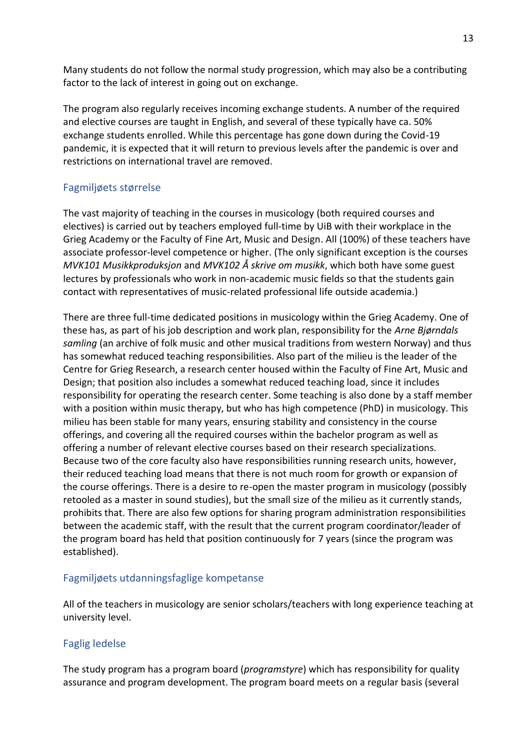Many students do not follow the normal study progression, which may also be a contributing factor to the lack of interest in going out on exchange.

The program also regularly receives incoming exchange students. A number of the required and elective courses are taught in English, and several of these typically have ca. 50% exchange students enrolled. While this percentage has gone down during the Covid-19 pandemic, it is expected that it will return to previous levels after the pandemic is over and restrictions on international travel are removed.

## Fagmiljøets størrelse

The vast majority of teaching in the courses in musicology (both required courses and electives) is carried out by teachers employed full-time by UiB with their workplace in the Grieg Academy or the Faculty of Fine Art, Music and Design. All (100%) of these teachers have associate professor-level competence or higher. (The only significant exception is the courses *MVK101 Musikkproduksjon* and *MVK102 Å skrive om musikk*, which both have some guest lectures by professionals who work in non-academic music fields so that the students gain contact with representatives of music-related professional life outside academia.)

There are three full-time dedicated positions in musicology within the Grieg Academy. One of these has, as part of his job description and work plan, responsibility for the *Arne Bjørndals samling* (an archive of folk music and other musical traditions from western Norway) and thus has somewhat reduced teaching responsibilities. Also part of the milieu is the leader of the Centre for Grieg Research, a research center housed within the Faculty of Fine Art, Music and Design; that position also includes a somewhat reduced teaching load, since it includes responsibility for operating the research center. Some teaching is also done by a staff member with a position within music therapy, but who has high competence (PhD) in musicology. This milieu has been stable for many years, ensuring stability and consistency in the course offerings, and covering all the required courses within the bachelor program as well as offering a number of relevant elective courses based on their research specializations. Because two of the core faculty also have responsibilities running research units, however, their reduced teaching load means that there is not much room for growth or expansion of the course offerings. There is a desire to re-open the master program in musicology (possibly retooled as a master in sound studies), but the small size of the milieu as it currently stands, prohibits that. There are also few options for sharing program administration responsibilities between the academic staff, with the result that the current program coordinator/leader of the program board has held that position continuously for 7 years (since the program was established).

## Fagmiljøets utdanningsfaglige kompetanse

All of the teachers in musicology are senior scholars/teachers with long experience teaching at university level.

## Faglig ledelse

The study program has a program board (*programstyre*) which has responsibility for quality assurance and program development. The program board meets on a regular basis (several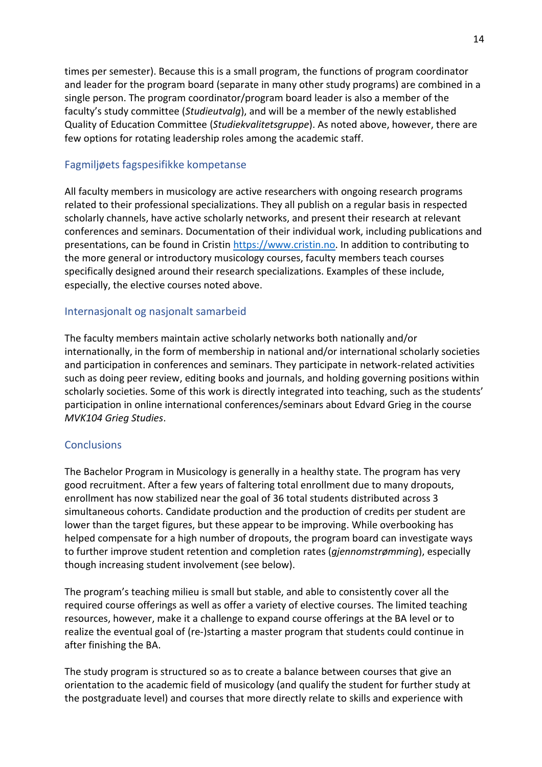times per semester). Because this is a small program, the functions of program coordinator and leader for the program board (separate in many other study programs) are combined in a single person. The program coordinator/program board leader is also a member of the faculty's study committee (*Studieutvalg*), and will be a member of the newly established Quality of Education Committee (*Studiekvalitetsgruppe*). As noted above, however, there are few options for rotating leadership roles among the academic staff.

## Fagmiljøets fagspesifikke kompetanse

All faculty members in musicology are active researchers with ongoing research programs related to their professional specializations. They all publish on a regular basis in respected scholarly channels, have active scholarly networks, and present their research at relevant conferences and seminars. Documentation of their individual work, including publications and presentations, can be found in Cristin https://www.cristin.no. In addition to contributing to the more general or introductory musicology courses, faculty members teach courses specifically designed around their research specializations. Examples of these include, especially, the elective courses noted above.

## Internasjonalt og nasjonalt samarbeid

The faculty members maintain active scholarly networks both nationally and/or internationally, in the form of membership in national and/or international scholarly societies and participation in conferences and seminars. They participate in network-related activities such as doing peer review, editing books and journals, and holding governing positions within scholarly societies. Some of this work is directly integrated into teaching, such as the students' participation in online international conferences/seminars about Edvard Grieg in the course *MVK104 Grieg Studies*.

## Conclusions

The Bachelor Program in Musicology is generally in a healthy state. The program has very good recruitment. After a few years of faltering total enrollment due to many dropouts, enrollment has now stabilized near the goal of 36 total students distributed across 3 simultaneous cohorts. Candidate production and the production of credits per student are lower than the target figures, but these appear to be improving. While overbooking has helped compensate for a high number of dropouts, the program board can investigate ways to further improve student retention and completion rates (*gjennomstrømming*), especially though increasing student involvement (see below).

The program's teaching milieu is small but stable, and able to consistently cover all the required course offerings as well as offer a variety of elective courses. The limited teaching resources, however, make it a challenge to expand course offerings at the BA level or to realize the eventual goal of (re-)starting a master program that students could continue in after finishing the BA.

The study program is structured so as to create a balance between courses that give an orientation to the academic field of musicology (and qualify the student for further study at the postgraduate level) and courses that more directly relate to skills and experience with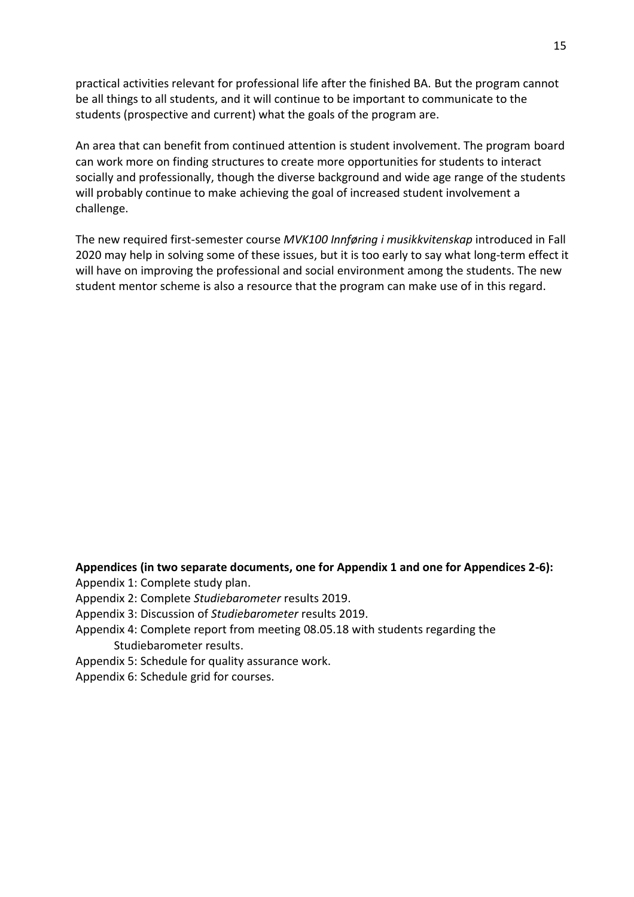practical activities relevant for professional life after the finished BA. But the program cannot be all things to all students, and it will continue to be important to communicate to the students (prospective and current) what the goals of the program are.

An area that can benefit from continued attention is student involvement. The program board can work more on finding structures to create more opportunities for students to interact socially and professionally, though the diverse background and wide age range of the students will probably continue to make achieving the goal of increased student involvement a challenge.

The new required first-semester course *MVK100 Innføring i musikkvitenskap* introduced in Fall 2020 may help in solving some of these issues, but it is too early to say what long-term effect it will have on improving the professional and social environment among the students. The new student mentor scheme is also a resource that the program can make use of in this regard.

**Appendices (in two separate documents, one for Appendix 1 and one for Appendices 2-6):**

Appendix 1: Complete study plan.
Appendix 2: Complete *Studiebarometer* results 2019.
Appendix 3: Discussion of *Studiebarometer* results 2019.
Appendix 4: Complete report from meeting 08.05.18 with students regarding the Studiebarometer results.
Appendix 5: Schedule for quality assurance work.
Appendix 6: Schedule grid for courses.